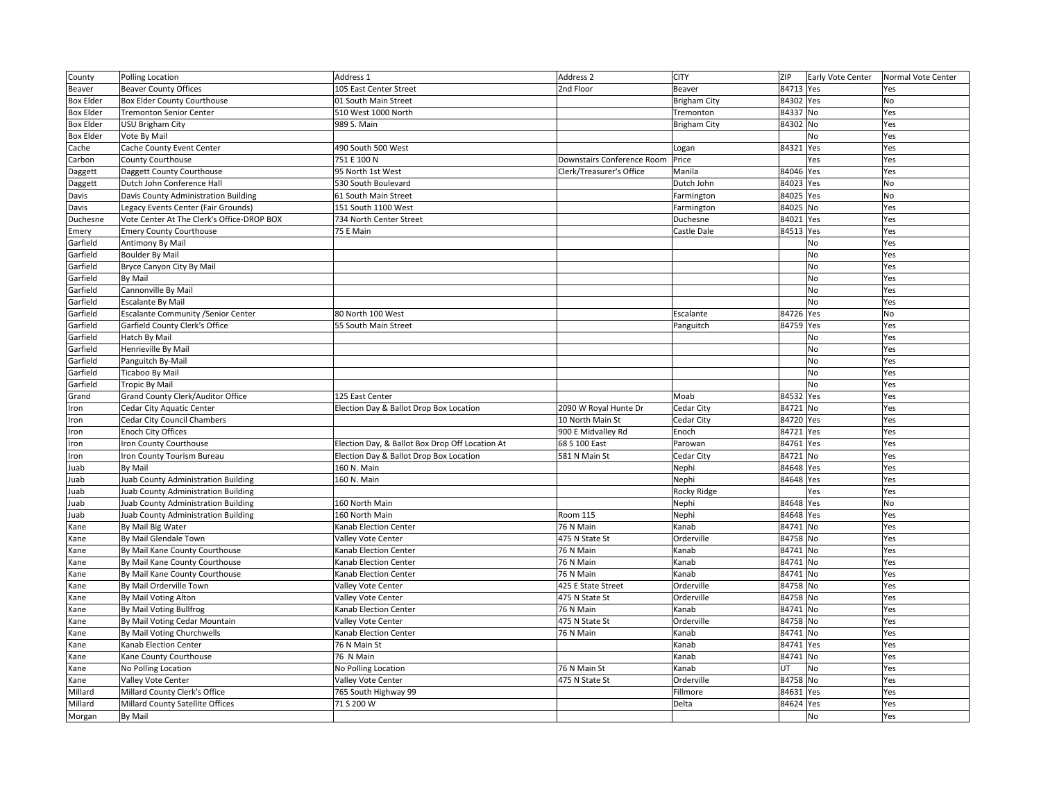| County | Polling Location | Address 1 | Address 2 | CITY | ZIP | Early Vote Center | Normal Vote Center |
|---|---|---|---|---|---|---|---|
| Beaver | Beaver County Offices | 105 East Center Street | 2nd Floor | Beaver | 84713 | Yes | Yes |
| Box Elder | Box Elder County Courthouse | 01 South Main Street | | Brigham City | 84302 | Yes | No |
| Box Elder | Tremonton Senior Center | 510 West 1000 North | | Tremonton | 84337 | No | Yes |
| Box Elder | USU Brigham City | 989 S. Main | | Brigham City | 84302 | No | Yes |
| Box Elder | Vote By Mail | | | | | No | Yes |
| Cache | Cache County Event Center | 490 South 500 West | | Logan | 84321 | Yes | Yes |
| Carbon | County Courthouse | 751 E 100 N | Downstairs Conference Room | Price | | Yes | Yes |
| Daggett | Daggett County Courthouse | 95 North 1st West | Clerk/Treasurer's Office | Manila | 84046 | Yes | Yes |
| Daggett | Dutch John Conference Hall | 530 South Boulevard | | Dutch John | 84023 | Yes | No |
| Davis | Davis County Administration Building | 61 South Main Street | | Farmington | 84025 | Yes | No |
| Davis | Legacy Events Center (Fair Grounds) | 151 South 1100 West | | Farmington | 84025 | No | Yes |
| Duchesne | Vote Center At The Clerk's Office-DROP BOX | 734 North Center Street | | Duchesne | 84021 | Yes | Yes |
| Emery | Emery County Courthouse | 75 E Main | | Castle Dale | 84513 | Yes | Yes |
| Garfield | Antimony By Mail | | | | | No | Yes |
| Garfield | Boulder By Mail | | | | | No | Yes |
| Garfield | Bryce Canyon City By Mail | | | | | No | Yes |
| Garfield | By Mail | | | | | No | Yes |
| Garfield | Cannonville By Mail | | | | | No | Yes |
| Garfield | Escalante By Mail | | | | | No | Yes |
| Garfield | Escalante Community /Senior Center | 80 North 100 West | | Escalante | 84726 | Yes | No |
| Garfield | Garfield County Clerk's Office | 55 South Main Street | | Panguitch | 84759 | Yes | Yes |
| Garfield | Hatch By Mail | | | | | No | Yes |
| Garfield | Henrieville By Mail | | | | | No | Yes |
| Garfield | Panguitch By-Mail | | | | | No | Yes |
| Garfield | Ticaboo By Mail | | | | | No | Yes |
| Garfield | Tropic By Mail | | | | | No | Yes |
| Grand | Grand County Clerk/Auditor Office | 125 East Center | | Moab | 84532 | Yes | Yes |
| Iron | Cedar City Aquatic Center | Election Day & Ballot Drop Box Location | 2090 W Royal Hunte Dr | Cedar City | 84721 | No | Yes |
| Iron | Cedar City Council Chambers | | 10 North Main St | Cedar City | 84720 | Yes | Yes |
| Iron | Enoch City Offices | | 900 E Midvalley Rd | Enoch | 84721 | Yes | Yes |
| Iron | Iron County Courthouse | Election Day, & Ballot Box Drop Off Location At | 68 S 100 East | Parowan | 84761 | Yes | Yes |
| Iron | Iron County Tourism Bureau | Election Day & Ballot Drop Box Location | 581 N Main St | Cedar City | 84721 | No | Yes |
| Juab | By Mail | 160 N. Main | | Nephi | 84648 | Yes | Yes |
| Juab | Juab County Administration Building | 160 N. Main | | Nephi | 84648 | Yes | Yes |
| Juab | Juab County Administration Building | | | Rocky Ridge | | Yes | Yes |
| Juab | Juab County Administration Building | 160 North Main | | Nephi | 84648 | Yes | No |
| Juab | Juab County Administration Building | 160 North Main | Room 115 | Nephi | 84648 | Yes | Yes |
| Kane | By Mail Big Water | Kanab Election Center | 76 N Main | Kanab | 84741 | No | Yes |
| Kane | By Mail Glendale Town | Valley Vote Center | 475 N State St | Orderville | 84758 | No | Yes |
| Kane | By Mail Kane County Courthouse | Kanab Election Center | 76 N Main | Kanab | 84741 | No | Yes |
| Kane | By Mail Kane County Courthouse | Kanab Election Center | 76 N Main | Kanab | 84741 | No | Yes |
| Kane | By Mail Kane County Courthouse | Kanab Election Center | 76 N Main | Kanab | 84741 | No | Yes |
| Kane | By Mail Orderville Town | Valley Vote Center | 425 E State Street | Orderville | 84758 | No | Yes |
| Kane | By Mail Voting Alton | Valley Vote Center | 475 N State St | Orderville | 84758 | No | Yes |
| Kane | By Mail Voting Bullfrog | Kanab Election Center | 76 N Main | Kanab | 84741 | No | Yes |
| Kane | By Mail Voting Cedar Mountain | Valley Vote Center | 475 N State St | Orderville | 84758 | No | Yes |
| Kane | By Mail Voting Churchwells | Kanab Election Center | 76 N Main | Kanab | 84741 | No | Yes |
| Kane | Kanab Election Center | 76 N Main St | | Kanab | 84741 | Yes | Yes |
| Kane | Kane County Courthouse | 76 N Main | | Kanab | 84741 | No | Yes |
| Kane | No Polling Location | No Polling Location | 76 N Main St | Kanab | UT | No | Yes |
| Kane | Valley Vote Center | Valley Vote Center | 475 N State St | Orderville | 84758 | No | Yes |
| Millard | Millard County Clerk's Office | 765 South Highway 99 | | Fillmore | 84631 | Yes | Yes |
| Millard | Millard County Satellite Offices | 71 S 200 W | | Delta | 84624 | Yes | Yes |
| Morgan | By Mail | | | | | No | Yes |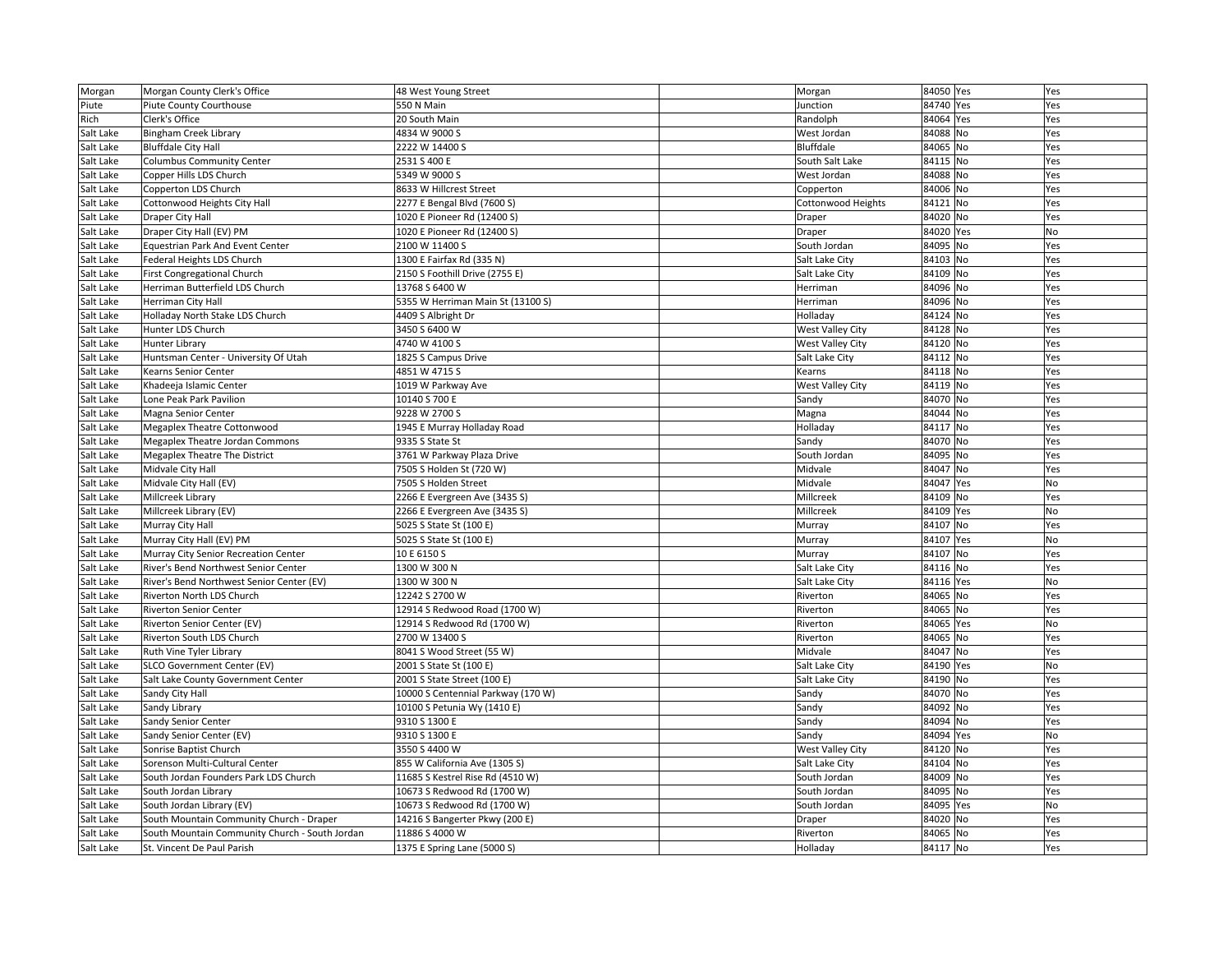| Morgan | Morgan County Clerk's Office | 48 West Young Street | | Morgan | 84050 | Yes | Yes |
|---|---|---|---|---|---|---|---|
| Piute | Piute County Courthouse | 550 N Main | | Junction | 84740 | Yes | Yes |
| Rich | Clerk's Office | 20 South Main | | Randolph | 84064 | Yes | Yes |
| Salt Lake | Bingham Creek Library | 4834 W 9000 S | | West Jordan | 84088 | No | Yes |
| Salt Lake | Bluffdale City Hall | 2222 W 14400 S | | Bluffdale | 84065 | No | Yes |
| Salt Lake | Columbus Community Center | 2531 S 400 E | | South Salt Lake | 84115 | No | Yes |
| Salt Lake | Copper Hills LDS Church | 5349 W 9000 S | | West Jordan | 84088 | No | Yes |
| Salt Lake | Copperton LDS Church | 8633 W Hillcrest Street | | Copperton | 84006 | No | Yes |
| Salt Lake | Cottonwood Heights City Hall | 2277 E Bengal Blvd (7600 S) | | Cottonwood Heights | 84121 | No | Yes |
| Salt Lake | Draper City Hall | 1020 E Pioneer Rd (12400 S) | | Draper | 84020 | No | Yes |
| Salt Lake | Draper City Hall (EV) PM | 1020 E Pioneer Rd (12400 S) | | Draper | 84020 | Yes | No |
| Salt Lake | Equestrian Park And Event Center | 2100 W 11400 S | | South Jordan | 84095 | No | Yes |
| Salt Lake | Federal Heights LDS Church | 1300 E Fairfax Rd (335 N) | | Salt Lake City | 84103 | No | Yes |
| Salt Lake | First Congregational Church | 2150 S Foothill Drive (2755 E) | | Salt Lake City | 84109 | No | Yes |
| Salt Lake | Herriman Butterfield LDS Church | 13768 S 6400 W | | Herriman | 84096 | No | Yes |
| Salt Lake | Herriman City Hall | 5355 W Herriman Main St (13100 S) | | Herriman | 84096 | No | Yes |
| Salt Lake | Holladay North Stake LDS Church | 4409 S Albright Dr | | Holladay | 84124 | No | Yes |
| Salt Lake | Hunter LDS Church | 3450 S 6400 W | | West Valley City | 84128 | No | Yes |
| Salt Lake | Hunter Library | 4740 W 4100 S | | West Valley City | 84120 | No | Yes |
| Salt Lake | Huntsman Center - University Of Utah | 1825 S Campus Drive | | Salt Lake City | 84112 | No | Yes |
| Salt Lake | Kearns Senior Center | 4851 W 4715 S | | Kearns | 84118 | No | Yes |
| Salt Lake | Khadeeja Islamic Center | 1019 W Parkway Ave | | West Valley City | 84119 | No | Yes |
| Salt Lake | Lone Peak Park Pavilion | 10140 S 700 E | | Sandy | 84070 | No | Yes |
| Salt Lake | Magna Senior Center | 9228 W 2700 S | | Magna | 84044 | No | Yes |
| Salt Lake | Megaplex Theatre Cottonwood | 1945 E Murray Holladay Road | | Holladay | 84117 | No | Yes |
| Salt Lake | Megaplex Theatre Jordan Commons | 9335 S State St | | Sandy | 84070 | No | Yes |
| Salt Lake | Megaplex Theatre The District | 3761 W Parkway Plaza Drive | | South Jordan | 84095 | No | Yes |
| Salt Lake | Midvale City Hall | 7505 S Holden St (720 W) | | Midvale | 84047 | No | Yes |
| Salt Lake | Midvale City Hall (EV) | 7505 S Holden Street | | Midvale | 84047 | Yes | No |
| Salt Lake | Millcreek Library | 2266 E Evergreen Ave (3435 S) | | Millcreek | 84109 | No | Yes |
| Salt Lake | Millcreek Library (EV) | 2266 E Evergreen Ave (3435 S) | | Millcreek | 84109 | Yes | No |
| Salt Lake | Murray City Hall | 5025 S State St (100 E) | | Murray | 84107 | No | Yes |
| Salt Lake | Murray City Hall (EV) PM | 5025 S State St (100 E) | | Murray | 84107 | Yes | No |
| Salt Lake | Murray City Senior Recreation Center | 10 E 6150 S | | Murray | 84107 | No | Yes |
| Salt Lake | River's Bend Northwest Senior Center | 1300 W 300 N | | Salt Lake City | 84116 | No | Yes |
| Salt Lake | River's Bend Northwest Senior Center (EV) | 1300 W 300 N | | Salt Lake City | 84116 | Yes | No |
| Salt Lake | Riverton North LDS Church | 12242 S 2700 W | | Riverton | 84065 | No | Yes |
| Salt Lake | Riverton Senior Center | 12914 S Redwood Road (1700 W) | | Riverton | 84065 | No | Yes |
| Salt Lake | Riverton Senior Center (EV) | 12914 S Redwood Rd (1700 W) | | Riverton | 84065 | Yes | No |
| Salt Lake | Riverton South LDS Church | 2700 W 13400 S | | Riverton | 84065 | No | Yes |
| Salt Lake | Ruth Vine Tyler Library | 8041 S Wood Street (55 W) | | Midvale | 84047 | No | Yes |
| Salt Lake | SLCO Government Center (EV) | 2001 S State St (100 E) | | Salt Lake City | 84190 | Yes | No |
| Salt Lake | Salt Lake County Government Center | 2001 S State Street (100 E) | | Salt Lake City | 84190 | No | Yes |
| Salt Lake | Sandy City Hall | 10000 S Centennial Parkway (170 W) | | Sandy | 84070 | No | Yes |
| Salt Lake | Sandy Library | 10100 S Petunia Wy (1410 E) | | Sandy | 84092 | No | Yes |
| Salt Lake | Sandy Senior Center | 9310 S 1300 E | | Sandy | 84094 | No | Yes |
| Salt Lake | Sandy Senior Center (EV) | 9310 S 1300 E | | Sandy | 84094 | Yes | No |
| Salt Lake | Sonrise Baptist Church | 3550 S 4400 W | | West Valley City | 84120 | No | Yes |
| Salt Lake | Sorenson Multi-Cultural Center | 855 W California Ave (1305 S) | | Salt Lake City | 84104 | No | Yes |
| Salt Lake | South Jordan Founders Park LDS Church | 11685 S Kestrel Rise Rd (4510 W) | | South Jordan | 84009 | No | Yes |
| Salt Lake | South Jordan Library | 10673 S Redwood Rd (1700 W) | | South Jordan | 84095 | No | Yes |
| Salt Lake | South Jordan Library (EV) | 10673 S Redwood Rd (1700 W) | | South Jordan | 84095 | Yes | No |
| Salt Lake | South Mountain Community Church - Draper | 14216 S Bangerter Pkwy (200 E) | | Draper | 84020 | No | Yes |
| Salt Lake | South Mountain Community Church - South Jordan | 11886 S 4000 W | | Riverton | 84065 | No | Yes |
| Salt Lake | St. Vincent De Paul Parish | 1375 E Spring Lane (5000 S) | | Holladay | 84117 | No | Yes |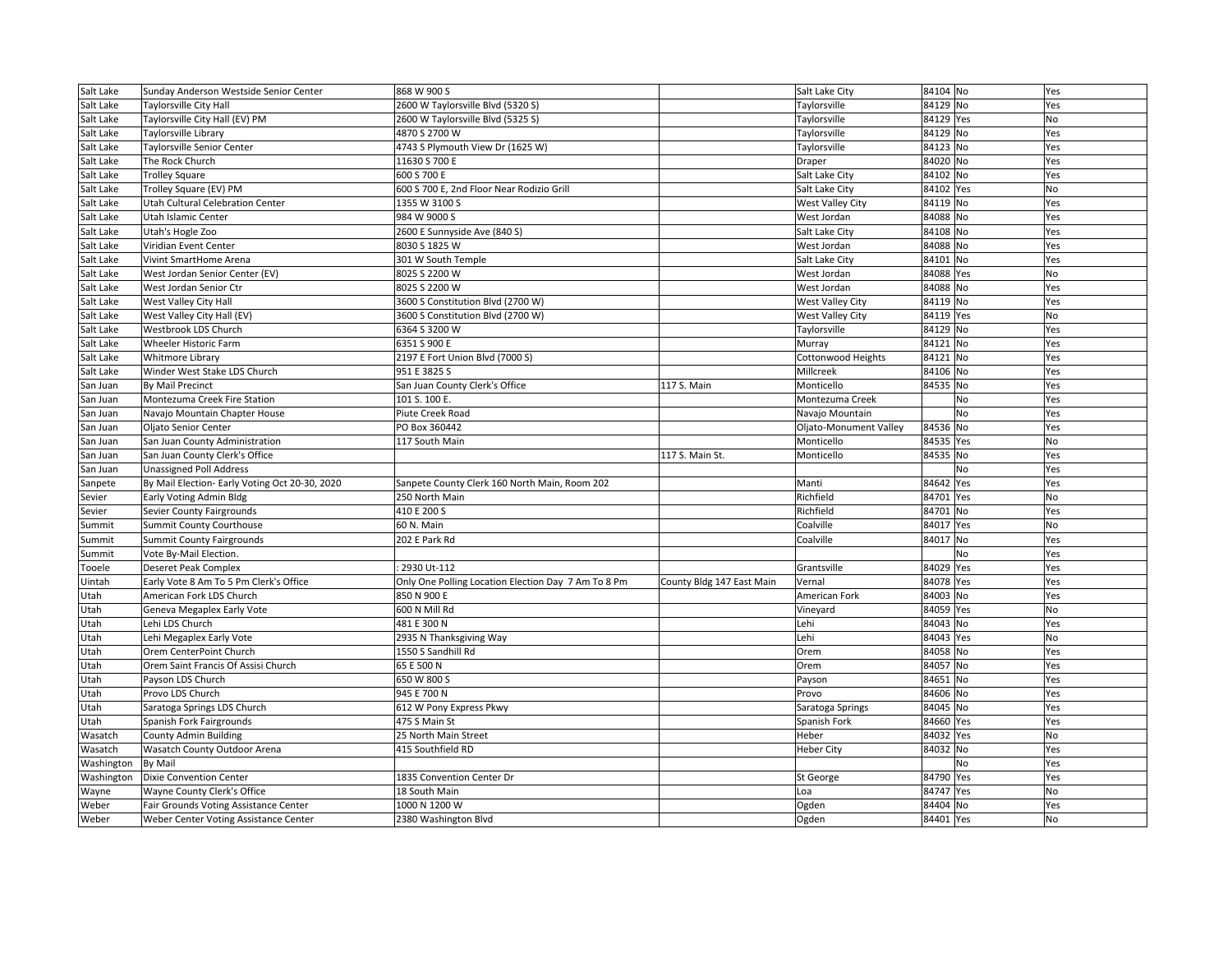| | | | | | | | |
|---|---|---|---|---|---|---|---|
| Salt Lake | Sunday Anderson Westside Senior Center | 868 W 900 S | | Salt Lake City | 84104 | No | Yes |
| Salt Lake | Taylorsville City Hall | 2600 W Taylorsville Blvd (5320 S) | | Taylorsville | 84129 | No | Yes |
| Salt Lake | Taylorsville City Hall (EV) PM | 2600 W Taylorsville Blvd (5325 S) | | Taylorsville | 84129 | Yes | No |
| Salt Lake | Taylorsville Library | 4870 S 2700 W | | Taylorsville | 84129 | No | Yes |
| Salt Lake | Taylorsville Senior Center | 4743 S Plymouth View Dr (1625 W) | | Taylorsville | 84123 | No | Yes |
| Salt Lake | The Rock Church | 11630 S 700 E | | Draper | 84020 | No | Yes |
| Salt Lake | Trolley Square | 600 S 700 E | | Salt Lake City | 84102 | No | Yes |
| Salt Lake | Trolley Square (EV) PM | 600 S 700 E, 2nd Floor Near Rodizio Grill | | Salt Lake City | 84102 | Yes | No |
| Salt Lake | Utah Cultural Celebration Center | 1355 W 3100 S | | West Valley City | 84119 | No | Yes |
| Salt Lake | Utah Islamic Center | 984 W 9000 S | | West Jordan | 84088 | No | Yes |
| Salt Lake | Utah's Hogle Zoo | 2600 E Sunnyside Ave (840 S) | | Salt Lake City | 84108 | No | Yes |
| Salt Lake | Viridian Event Center | 8030 S 1825 W | | West Jordan | 84088 | No | Yes |
| Salt Lake | Vivint SmartHome Arena | 301 W South Temple | | Salt Lake City | 84101 | No | Yes |
| Salt Lake | West Jordan Senior Center (EV) | 8025 S 2200 W | | West Jordan | 84088 | Yes | No |
| Salt Lake | West Jordan Senior Ctr | 8025 S 2200 W | | West Jordan | 84088 | No | Yes |
| Salt Lake | West Valley City Hall | 3600 S Constitution Blvd (2700 W) | | West Valley City | 84119 | No | Yes |
| Salt Lake | West Valley City Hall (EV) | 3600 S Constitution Blvd (2700 W) | | West Valley City | 84119 | Yes | No |
| Salt Lake | Westbrook LDS Church | 6364 S 3200 W | | Taylorsville | 84129 | No | Yes |
| Salt Lake | Wheeler Historic Farm | 6351 S 900 E | | Murray | 84121 | No | Yes |
| Salt Lake | Whitmore Library | 2197 E Fort Union Blvd (7000 S) | | Cottonwood Heights | 84121 | No | Yes |
| Salt Lake | Winder West Stake LDS Church | 951 E 3825 S | | Millcreek | 84106 | No | Yes |
| San Juan | By Mail Precinct | San Juan County Clerk's Office | 117 S. Main | Monticello | 84535 | No | Yes |
| San Juan | Montezuma Creek Fire Station | 101 S. 100 E. | | Montezuma Creek | | No | Yes |
| San Juan | Navajo Mountain Chapter House | Piute Creek Road | | Navajo Mountain | | No | Yes |
| San Juan | Oljato Senior Center | PO Box 360442 | | Oljato-Monument Valley | 84536 | No | Yes |
| San Juan | San Juan County Administration | 117 South Main | | Monticello | 84535 | Yes | No |
| San Juan | San Juan County Clerk's Office | | 117 S. Main St. | Monticello | 84535 | No | Yes |
| San Juan | Unassigned Poll Address | | | | | No | Yes |
| Sanpete | By Mail Election- Early Voting Oct 20-30, 2020 | Sanpete County Clerk 160 North Main, Room 202 | | Manti | 84642 | Yes | Yes |
| Sevier | Early Voting Admin Bldg | 250 North Main | | Richfield | 84701 | Yes | No |
| Sevier | Sevier County Fairgrounds | 410 E 200 S | | Richfield | 84701 | No | Yes |
| Summit | Summit County Courthouse | 60 N. Main | | Coalville | 84017 | Yes | No |
| Summit | Summit County Fairgrounds | 202 E Park Rd | | Coalville | 84017 | No | Yes |
| Summit | Vote By-Mail Election. | | | | | No | Yes |
| Tooele | Deseret Peak Complex | : 2930 Ut-112 | | Grantsville | 84029 | Yes | Yes |
| Uintah | Early Vote 8 Am To 5 Pm Clerk's Office | Only One Polling Location Election Day 7 Am To 8 Pm | County Bldg 147 East Main | Vernal | 84078 | Yes | Yes |
| Utah | American Fork LDS Church | 850 N 900 E | | American Fork | 84003 | No | Yes |
| Utah | Geneva Megaplex Early Vote | 600 N Mill Rd | | Vineyard | 84059 | Yes | No |
| Utah | Lehi LDS Church | 481 E 300 N | | Lehi | 84043 | No | Yes |
| Utah | Lehi Megaplex Early Vote | 2935 N Thanksgiving Way | | Lehi | 84043 | Yes | No |
| Utah | Orem CenterPoint Church | 1550 S Sandhill Rd | | Orem | 84058 | No | Yes |
| Utah | Orem Saint Francis Of Assisi Church | 65 E 500 N | | Orem | 84057 | No | Yes |
| Utah | Payson LDS Church | 650 W 800 S | | Payson | 84651 | No | Yes |
| Utah | Provo LDS Church | 945 E 700 N | | Provo | 84606 | No | Yes |
| Utah | Saratoga Springs LDS Church | 612 W Pony Express Pkwy | | Saratoga Springs | 84045 | No | Yes |
| Utah | Spanish Fork Fairgrounds | 475 S Main St | | Spanish Fork | 84660 | Yes | Yes |
| Wasatch | County Admin Building | 25 North Main Street | | Heber | 84032 | Yes | No |
| Wasatch | Wasatch County Outdoor Arena | 415 Southfield RD | | Heber City | 84032 | No | Yes |
| Washington | By Mail | | | | | No | Yes |
| Washington | Dixie Convention Center | 1835 Convention Center Dr | | St George | 84790 | Yes | Yes |
| Wayne | Wayne County Clerk's Office | 18 South Main | | Loa | 84747 | Yes | No |
| Weber | Fair Grounds Voting Assistance Center | 1000 N 1200 W | | Ogden | 84404 | No | Yes |
| Weber | Weber Center Voting Assistance Center | 2380 Washington Blvd | | Ogden | 84401 | Yes | No |